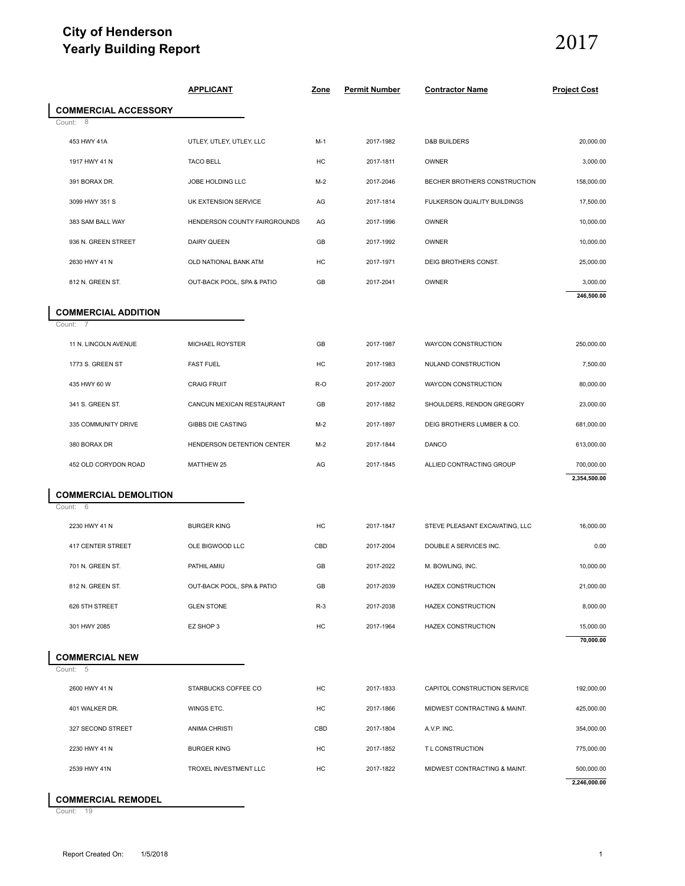# City of Henderson
## Yearly Building Report

2017

| | APPLICANT | Zone | Permit Number | Contractor Name | Project Cost |
|---|---|---|---|---|---|
| **COMMERCIAL ACCESSORY** | | | | | |
| Count: 8 | | | | | |
| 453 HWY 41A | UTLEY, UTLEY, UTLEY, LLC | M-1 | 2017-1982 | D&B BUILDERS | 20,000.00 |
| 1917 HWY 41 N | TACO BELL | HC | 2017-1811 | OWNER | 3,000.00 |
| 391 BORAX DR. | JOBE HOLDING LLC | M-2 | 2017-2046 | BECHER BROTHERS CONSTRUCTION | 158,000.00 |
| 3099 HWY 351 S | UK EXTENSION SERVICE | AG | 2017-1814 | FULKERSON QUALITY BUILDINGS | 17,500.00 |
| 383 SAM BALL WAY | HENDERSON COUNTY FAIRGROUNDS | AG | 2017-1996 | OWNER | 10,000.00 |
| 936 N. GREEN STREET | DAIRY QUEEN | GB | 2017-1992 | OWNER | 10,000.00 |
| 2630 HWY 41 N | OLD NATIONAL BANK ATM | HC | 2017-1971 | DEIG BROTHERS CONST. | 25,000.00 |
| 812 N. GREEN ST. | OUT-BACK POOL, SPA & PATIO | GB | 2017-2041 | OWNER | 3,000.00 |
| | | | | | **246,500.00** |
| **COMMERCIAL ADDITION** | | | | | |
| Count: 7 | | | | | |
| 11 N. LINCOLN AVENUE | MICHAEL ROYSTER | GB | 2017-1987 | WAYCON CONSTRUCTION | 250,000.00 |
| 1773 S. GREEN ST | FAST FUEL | HC | 2017-1983 | NULAND CONSTRUCTION | 7,500.00 |
| 435 HWY 60 W | CRAIG FRUIT | R-O | 2017-2007 | WAYCON CONSTRUCTION | 80,000.00 |
| 341 S. GREEN ST. | CANCUN MEXICAN RESTAURANT | GB | 2017-1882 | SHOULDERS, RENDON GREGORY | 23,000.00 |
| 335 COMMUNITY DRIVE | GIBBS DIE CASTING | M-2 | 2017-1897 | DEIG BROTHERS LUMBER & CO. | 681,000.00 |
| 380 BORAX DR | HENDERSON DETENTION CENTER | M-2 | 2017-1844 | DANCO | 613,000.00 |
| 452 OLD CORYDON ROAD | MATTHEW 25 | AG | 2017-1845 | ALLIED CONTRACTING GROUP | 700,000.00 |
| | | | | | **2,354,500.00** |
| **COMMERCIAL DEMOLITION** | | | | | |
| Count: 6 | | | | | |
| 2230 HWY 41 N | BURGER KING | HC | 2017-1847 | STEVE PLEASANT EXCAVATING, LLC | 16,000.00 |
| 417 CENTER STREET | OLE BIGWOOD LLC | CBD | 2017-2004 | DOUBLE A SERVICES INC. | 0.00 |
| 701 N. GREEN ST. | PATHIL AMIU | GB | 2017-2022 | M. BOWLING, INC. | 10,000.00 |
| 812 N. GREEN ST. | OUT-BACK POOL, SPA & PATIO | GB | 2017-2039 | HAZEX CONSTRUCTION | 21,000.00 |
| 626 5TH STREET | GLEN STONE | R-3 | 2017-2038 | HAZEX CONSTRUCTION | 8,000.00 |
| 301 HWY 2085 | EZ SHOP 3 | HC | 2017-1964 | HAZEX CONSTRUCTION | 15,000.00 |
| | | | | | **70,000.00** |
| **COMMERCIAL NEW** | | | | | |
| Count: 5 | | | | | |
| 2600 HWY 41 N | STARBUCKS COFFEE CO | HC | 2017-1833 | CAPITOL CONSTRUCTION SERVICE | 192,000.00 |
| 401 WALKER DR. | WINGS ETC. | HC | 2017-1866 | MIDWEST CONTRACTING & MAINT. | 425,000.00 |
| 327 SECOND STREET | ANIMA CHRISTI | CBD | 2017-1804 | A.V.P. INC. | 354,000.00 |
| 2230 HWY 41 N | BURGER KING | HC | 2017-1852 | T L CONSTRUCTION | 775,000.00 |
| 2539 HWY 41N | TROXEL INVESTMENT LLC | HC | 2017-1822 | MIDWEST CONTRACTING & MAINT. | 500,000.00 |
| | | | | | **2,246,000.00** |
| **COMMERCIAL REMODEL** | | | | | |
| Count: 19 | | | | | |

Report Created On: 1/5/2018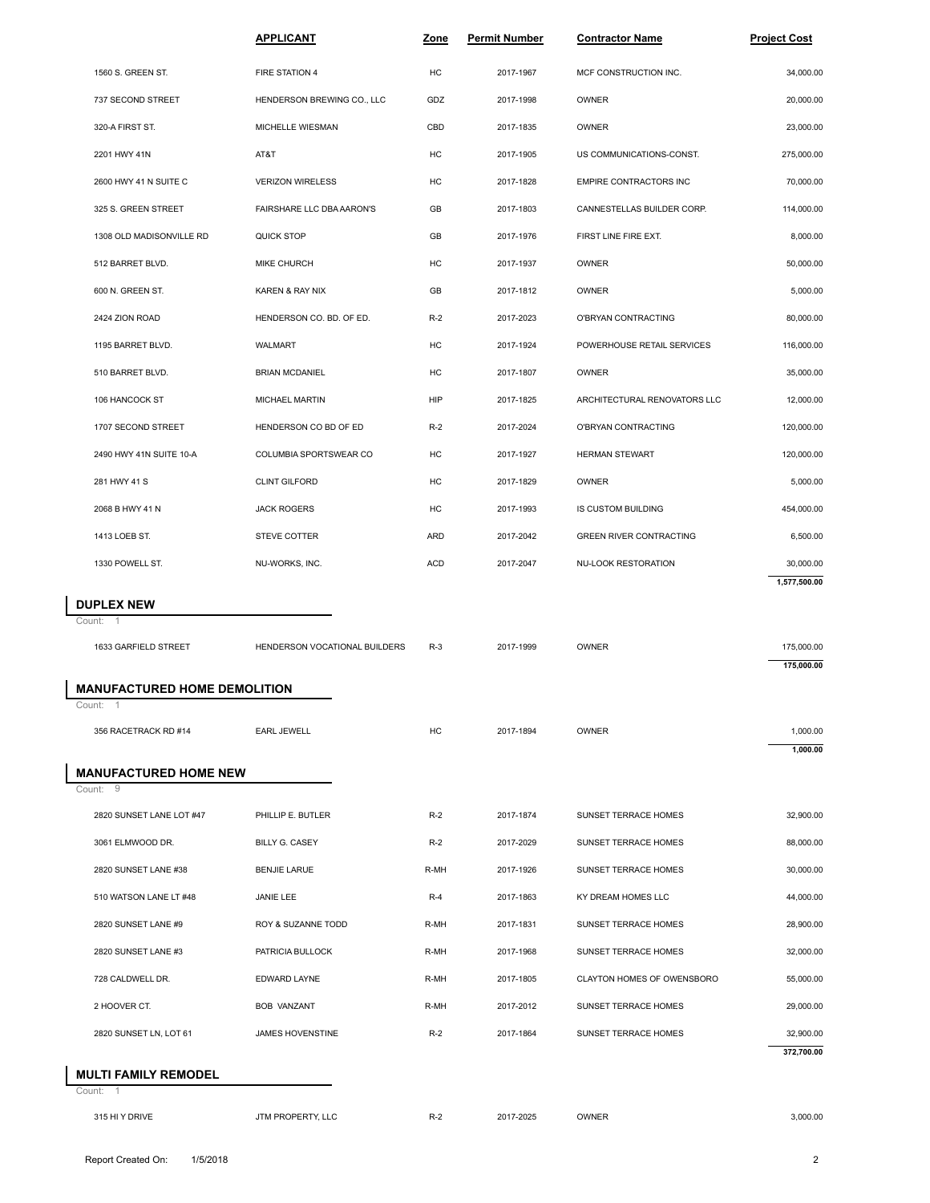| | APPLICANT | Zone | Permit Number | Contractor Name | Project Cost |
|---|---|---|---|---|---|
| 1560 S. GREEN ST. | FIRE STATION 4 | HC | 2017-1967 | MCF CONSTRUCTION INC. | 34,000.00 |
| 737 SECOND STREET | HENDERSON BREWING CO., LLC | GDZ | 2017-1998 | OWNER | 20,000.00 |
| 320-A FIRST ST. | MICHELLE WIESMAN | CBD | 2017-1835 | OWNER | 23,000.00 |
| 2201 HWY 41N | AT&T | HC | 2017-1905 | US COMMUNICATIONS-CONST. | 275,000.00 |
| 2600 HWY 41 N SUITE C | VERIZON WIRELESS | HC | 2017-1828 | EMPIRE CONTRACTORS INC | 70,000.00 |
| 325 S. GREEN STREET | FAIRSHARE LLC DBA AARON'S | GB | 2017-1803 | CANNESTELLAS BUILDER CORP. | 114,000.00 |
| 1308 OLD MADISONVILLE RD | QUICK STOP | GB | 2017-1976 | FIRST LINE FIRE EXT. | 8,000.00 |
| 512 BARRET BLVD. | MIKE CHURCH | HC | 2017-1937 | OWNER | 50,000.00 |
| 600 N. GREEN ST. | KAREN & RAY NIX | GB | 2017-1812 | OWNER | 5,000.00 |
| 2424 ZION ROAD | HENDERSON CO. BD. OF ED. | R-2 | 2017-2023 | O'BRYAN CONTRACTING | 80,000.00 |
| 1195 BARRET BLVD. | WALMART | HC | 2017-1924 | POWERHOUSE RETAIL SERVICES | 116,000.00 |
| 510 BARRET BLVD. | BRIAN MCDANIEL | HC | 2017-1807 | OWNER | 35,000.00 |
| 106 HANCOCK ST | MICHAEL MARTIN | HIP | 2017-1825 | ARCHITECTURAL RENOVATORS LLC | 12,000.00 |
| 1707 SECOND STREET | HENDERSON CO BD OF ED | R-2 | 2017-2024 | O'BRYAN CONTRACTING | 120,000.00 |
| 2490 HWY 41N SUITE 10-A | COLUMBIA SPORTSWEAR CO | HC | 2017-1927 | HERMAN STEWART | 120,000.00 |
| 281 HWY 41 S | CLINT GILFORD | HC | 2017-1829 | OWNER | 5,000.00 |
| 2068 B HWY 41 N | JACK ROGERS | HC | 2017-1993 | IS CUSTOM BUILDING | 454,000.00 |
| 1413 LOEB ST. | STEVE COTTER | ARD | 2017-2042 | GREEN RIVER CONTRACTING | 6,500.00 |
| 1330 POWELL ST. | NU-WORKS, INC. | ACD | 2017-2047 | NU-LOOK RESTORATION | 30,000.00 |
| | | | | | **1,577,500.00** |

## DUPLEX NEW

Count: 1

| | APPLICANT | Zone | Permit Number | Contractor Name | Project Cost |
|---|---|---|---|---|---|
| 1633 GARFIELD STREET | HENDERSON VOCATIONAL BUILDERS | R-3 | 2017-1999 | OWNER | 175,000.00 |
| | | | | | **175,000.00** |

## MANUFACTURED HOME DEMOLITION

Count: 1

| | APPLICANT | Zone | Permit Number | Contractor Name | Project Cost |
|---|---|---|---|---|---|
| 356 RACETRACK RD #14 | EARL JEWELL | HC | 2017-1894 | OWNER | 1,000.00 |
| | | | | | **1,000.00** |

## MANUFACTURED HOME NEW

Count: 9

| | APPLICANT | Zone | Permit Number | Contractor Name | Project Cost |
|---|---|---|---|---|---|
| 2820 SUNSET LANE LOT #47 | PHILLIP E. BUTLER | R-2 | 2017-1874 | SUNSET TERRACE HOMES | 32,900.00 |
| 3061 ELMWOOD DR. | BILLY G. CASEY | R-2 | 2017-2029 | SUNSET TERRACE HOMES | 88,000.00 |
| 2820 SUNSET LANE #38 | BENJIE LARUE | R-MH | 2017-1926 | SUNSET TERRACE HOMES | 30,000.00 |
| 510 WATSON LANE LT #48 | JANIE LEE | R-4 | 2017-1863 | KY DREAM HOMES LLC | 44,000.00 |
| 2820 SUNSET LANE #9 | ROY & SUZANNE TODD | R-MH | 2017-1831 | SUNSET TERRACE HOMES | 28,900.00 |
| 2820 SUNSET LANE #3 | PATRICIA BULLOCK | R-MH | 2017-1968 | SUNSET TERRACE HOMES | 32,000.00 |
| 728 CALDWELL DR. | EDWARD LAYNE | R-MH | 2017-1805 | CLAYTON HOMES OF OWENSBORO | 55,000.00 |
| 2 HOOVER CT. | BOB VANZANT | R-MH | 2017-2012 | SUNSET TERRACE HOMES | 29,000.00 |
| 2820 SUNSET LN, LOT 61 | JAMES HOVENSTINE | R-2 | 2017-1864 | SUNSET TERRACE HOMES | 32,900.00 |
| | | | | | **372,700.00** |

## MULTI FAMILY REMODEL

Count: 1

| | APPLICANT | Zone | Permit Number | Contractor Name | Project Cost |
|---|---|---|---|---|---|
| 315 HI Y DRIVE | JTM PROPERTY, LLC | R-2 | 2017-2025 | OWNER | 3,000.00 |

Report Created On: 1/5/2018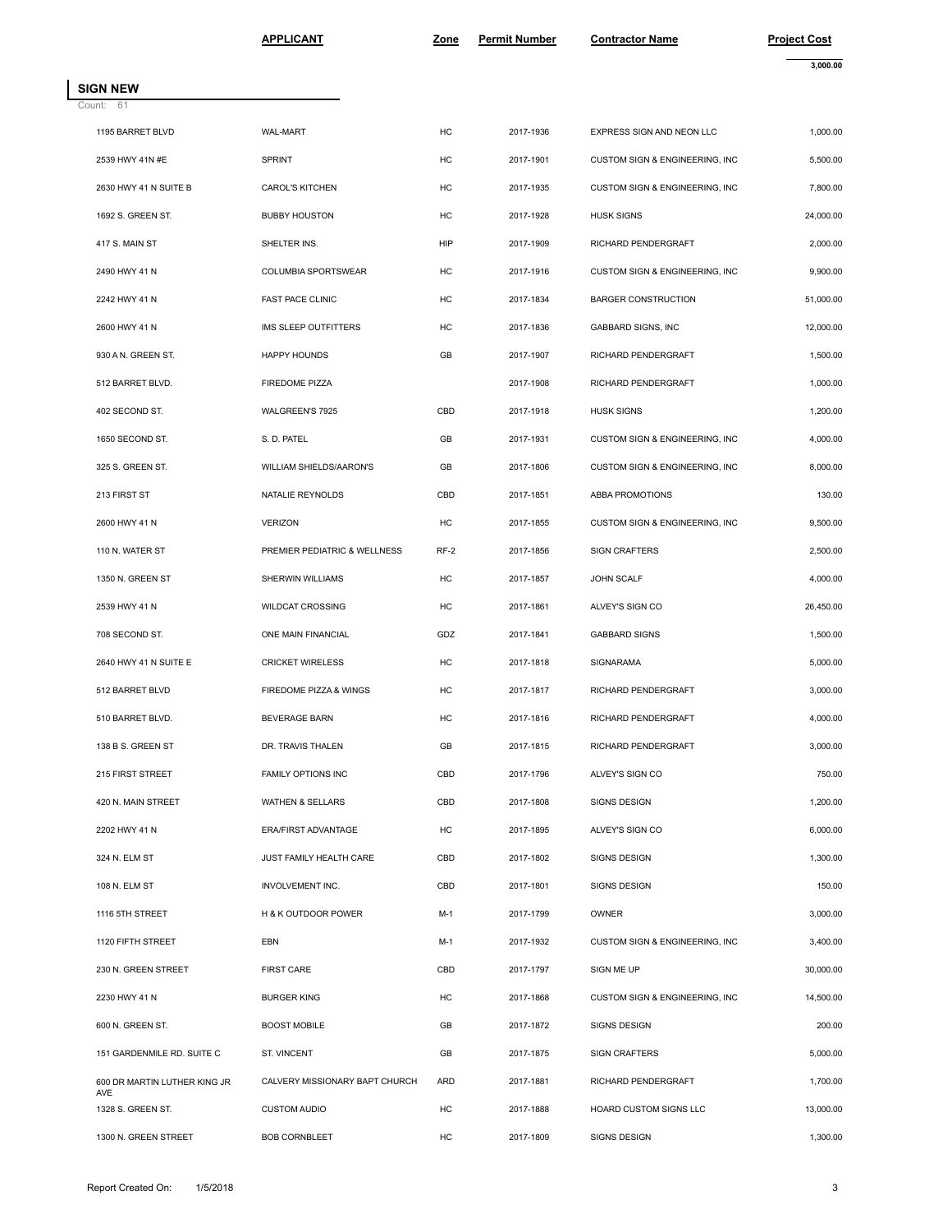| | APPLICANT | Zone | Permit Number | Contractor Name | Project Cost |
|---|---|---|---|---|---|
| | | | | | 3,000.00 |

## SIGN NEW

Count: 61

| | APPLICANT | Zone | Permit Number | Contractor Name | Project Cost |
|---|---|---|---|---|---|
| 1195 BARRET BLVD | WAL-MART | HC | 2017-1936 | EXPRESS SIGN AND NEON LLC | 1,000.00 |
| 2539 HWY 41N #E | SPRINT | HC | 2017-1901 | CUSTOM SIGN & ENGINEERING, INC | 5,500.00 |
| 2630 HWY 41 N SUITE B | CAROL'S KITCHEN | HC | 2017-1935 | CUSTOM SIGN & ENGINEERING, INC | 7,800.00 |
| 1692 S. GREEN ST. | BUBBY HOUSTON | HC | 2017-1928 | HUSK SIGNS | 24,000.00 |
| 417 S. MAIN ST | SHELTER INS. | HIP | 2017-1909 | RICHARD PENDERGRAFT | 2,000.00 |
| 2490 HWY 41 N | COLUMBIA SPORTSWEAR | HC | 2017-1916 | CUSTOM SIGN & ENGINEERING, INC | 9,900.00 |
| 2242 HWY 41 N | FAST PACE CLINIC | HC | 2017-1834 | BARGER CONSTRUCTION | 51,000.00 |
| 2600 HWY 41 N | IMS SLEEP OUTFITTERS | HC | 2017-1836 | GABBARD SIGNS, INC | 12,000.00 |
| 930 A N. GREEN ST. | HAPPY HOUNDS | GB | 2017-1907 | RICHARD PENDERGRAFT | 1,500.00 |
| 512 BARRET BLVD. | FIREDOME PIZZA | | 2017-1908 | RICHARD PENDERGRAFT | 1,000.00 |
| 402 SECOND ST. | WALGREEN'S 7925 | CBD | 2017-1918 | HUSK SIGNS | 1,200.00 |
| 1650 SECOND ST. | S. D. PATEL | GB | 2017-1931 | CUSTOM SIGN & ENGINEERING, INC | 4,000.00 |
| 325 S. GREEN ST. | WILLIAM SHIELDS/AARON'S | GB | 2017-1806 | CUSTOM SIGN & ENGINEERING, INC | 8,000.00 |
| 213 FIRST ST | NATALIE REYNOLDS | CBD | 2017-1851 | ABBA PROMOTIONS | 130.00 |
| 2600 HWY 41 N | VERIZON | HC | 2017-1855 | CUSTOM SIGN & ENGINEERING, INC | 9,500.00 |
| 110 N. WATER ST | PREMIER PEDIATRIC & WELLNESS | RF-2 | 2017-1856 | SIGN CRAFTERS | 2,500.00 |
| 1350 N. GREEN ST | SHERWIN WILLIAMS | HC | 2017-1857 | JOHN SCALF | 4,000.00 |
| 2539 HWY 41 N | WILDCAT CROSSING | HC | 2017-1861 | ALVEY'S SIGN CO | 26,450.00 |
| 708 SECOND ST. | ONE MAIN FINANCIAL | GDZ | 2017-1841 | GABBARD SIGNS | 1,500.00 |
| 2640 HWY 41 N SUITE E | CRICKET WIRELESS | HC | 2017-1818 | SIGNARAMA | 5,000.00 |
| 512 BARRET BLVD | FIREDOME PIZZA & WINGS | HC | 2017-1817 | RICHARD PENDERGRAFT | 3,000.00 |
| 510 BARRET BLVD. | BEVERAGE BARN | HC | 2017-1816 | RICHARD PENDERGRAFT | 4,000.00 |
| 138 B S. GREEN ST | DR. TRAVIS THALEN | GB | 2017-1815 | RICHARD PENDERGRAFT | 3,000.00 |
| 215 FIRST STREET | FAMILY OPTIONS INC | CBD | 2017-1796 | ALVEY'S SIGN CO | 750.00 |
| 420 N. MAIN STREET | WATHEN & SELLARS | CBD | 2017-1808 | SIGNS DESIGN | 1,200.00 |
| 2202 HWY 41 N | ERA/FIRST ADVANTAGE | HC | 2017-1895 | ALVEY'S SIGN CO | 6,000.00 |
| 324 N. ELM ST | JUST FAMILY HEALTH CARE | CBD | 2017-1802 | SIGNS DESIGN | 1,300.00 |
| 108 N. ELM ST | INVOLVEMENT INC. | CBD | 2017-1801 | SIGNS DESIGN | 150.00 |
| 1116 5TH STREET | H & K OUTDOOR POWER | M-1 | 2017-1799 | OWNER | 3,000.00 |
| 1120 FIFTH STREET | EBN | M-1 | 2017-1932 | CUSTOM SIGN & ENGINEERING, INC | 3,400.00 |
| 230 N. GREEN STREET | FIRST CARE | CBD | 2017-1797 | SIGN ME UP | 30,000.00 |
| 2230 HWY 41 N | BURGER KING | HC | 2017-1868 | CUSTOM SIGN & ENGINEERING, INC | 14,500.00 |
| 600 N. GREEN ST. | BOOST MOBILE | GB | 2017-1872 | SIGNS DESIGN | 200.00 |
| 151 GARDENMILE RD. SUITE C | ST. VINCENT | GB | 2017-1875 | SIGN CRAFTERS | 5,000.00 |
| 600 DR MARTIN LUTHER KING JR AVE | CALVERY MISSIONARY BAPT CHURCH | ARD | 2017-1881 | RICHARD PENDERGRAFT | 1,700.00 |
| 1328 S. GREEN ST. | CUSTOM AUDIO | HC | 2017-1888 | HOARD CUSTOM SIGNS LLC | 13,000.00 |
| 1300 N. GREEN STREET | BOB CORNBLEET | HC | 2017-1809 | SIGNS DESIGN | 1,300.00 |

Report Created On: 1/5/2018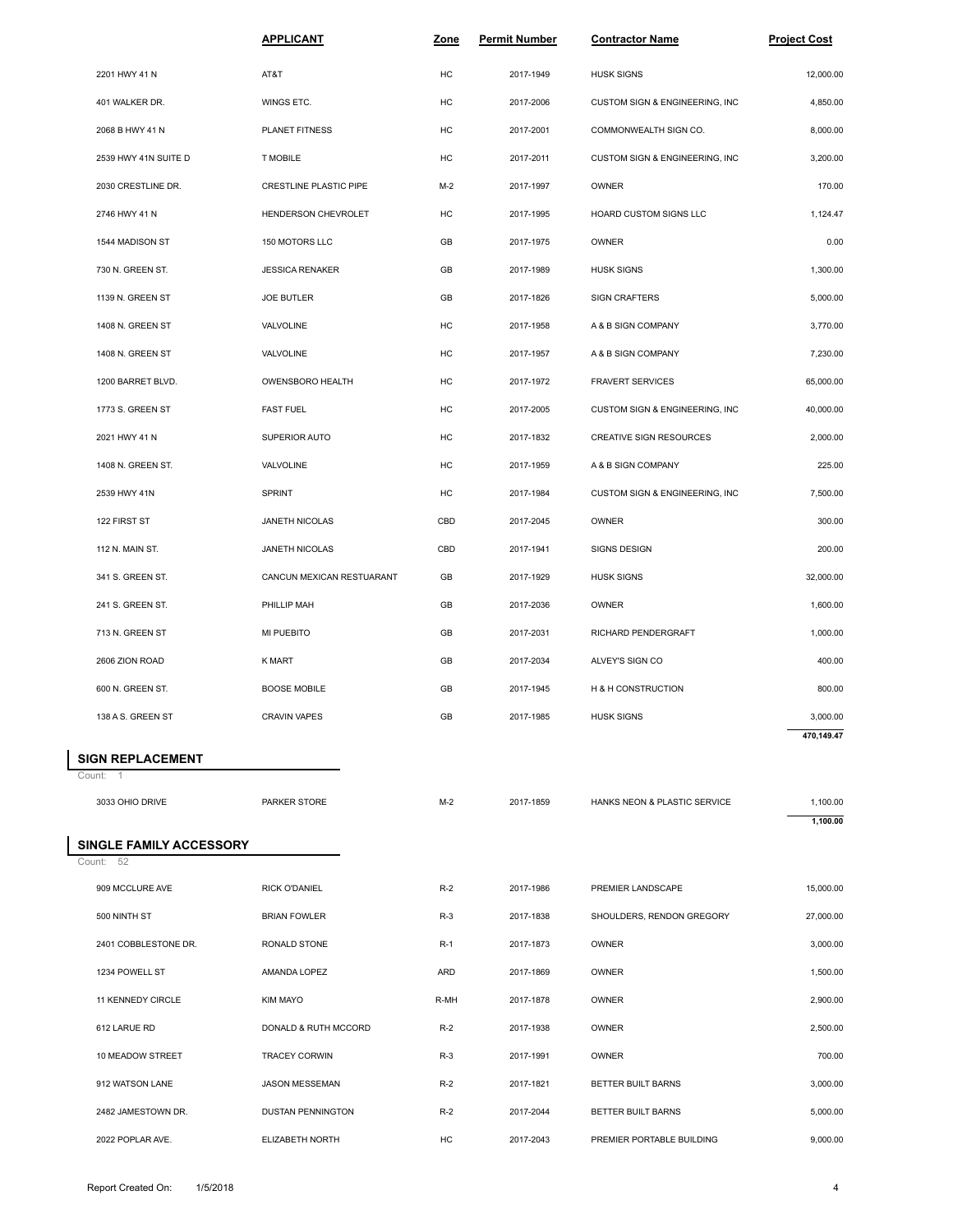| | APPLICANT | Zone | Permit Number | Contractor Name | Project Cost |
|---|---|---|---|---|---|
| 2201 HWY 41 N | AT&T | HC | 2017-1949 | HUSK SIGNS | 12,000.00 |
| 401 WALKER DR. | WINGS ETC. | HC | 2017-2006 | CUSTOM SIGN & ENGINEERING, INC | 4,850.00 |
| 2068 B HWY 41 N | PLANET FITNESS | HC | 2017-2001 | COMMONWEALTH SIGN CO. | 8,000.00 |
| 2539 HWY 41N SUITE D | T MOBILE | HC | 2017-2011 | CUSTOM SIGN & ENGINEERING, INC | 3,200.00 |
| 2030 CRESTLINE DR. | CRESTLINE PLASTIC PIPE | M-2 | 2017-1997 | OWNER | 170.00 |
| 2746 HWY 41 N | HENDERSON CHEVROLET | HC | 2017-1995 | HOARD CUSTOM SIGNS LLC | 1,124.47 |
| 1544 MADISON ST | 150 MOTORS LLC | GB | 2017-1975 | OWNER | 0.00 |
| 730 N. GREEN ST. | JESSICA RENAKER | GB | 2017-1989 | HUSK SIGNS | 1,300.00 |
| 1139 N. GREEN ST | JOE BUTLER | GB | 2017-1826 | SIGN CRAFTERS | 5,000.00 |
| 1408 N. GREEN ST | VALVOLINE | HC | 2017-1958 | A & B SIGN COMPANY | 3,770.00 |
| 1408 N. GREEN ST | VALVOLINE | HC | 2017-1957 | A & B SIGN COMPANY | 7,230.00 |
| 1200 BARRET BLVD. | OWENSBORO HEALTH | HC | 2017-1972 | FRAVERT SERVICES | 65,000.00 |
| 1773 S. GREEN ST | FAST FUEL | HC | 2017-2005 | CUSTOM SIGN & ENGINEERING, INC | 40,000.00 |
| 2021 HWY 41 N | SUPERIOR AUTO | HC | 2017-1832 | CREATIVE SIGN RESOURCES | 2,000.00 |
| 1408 N. GREEN ST. | VALVOLINE | HC | 2017-1959 | A & B SIGN COMPANY | 225.00 |
| 2539 HWY 41N | SPRINT | HC | 2017-1984 | CUSTOM SIGN & ENGINEERING, INC | 7,500.00 |
| 122 FIRST ST | JANETH NICOLAS | CBD | 2017-2045 | OWNER | 300.00 |
| 112 N. MAIN ST. | JANETH NICOLAS | CBD | 2017-1941 | SIGNS DESIGN | 200.00 |
| 341 S. GREEN ST. | CANCUN MEXICAN RESTUARANT | GB | 2017-1929 | HUSK SIGNS | 32,000.00 |
| 241 S. GREEN ST. | PHILLIP MAH | GB | 2017-2036 | OWNER | 1,600.00 |
| 713 N. GREEN ST | MI PUEBITO | GB | 2017-2031 | RICHARD PENDERGRAFT | 1,000.00 |
| 2606 ZION ROAD | K MART | GB | 2017-2034 | ALVEY'S SIGN CO | 400.00 |
| 600 N. GREEN ST. | BOOSE MOBILE | GB | 2017-1945 | H & H CONSTRUCTION | 800.00 |
| 138 A S. GREEN ST | CRAVIN VAPES | GB | 2017-1985 | HUSK SIGNS | 3,000.00 |
| | | | | | 470,149.47 |

## SIGN REPLACEMENT

Count: 1

| | APPLICANT | Zone | Permit Number | Contractor Name | Project Cost |
|---|---|---|---|---|---|
| 3033 OHIO DRIVE | PARKER STORE | M-2 | 2017-1859 | HANKS NEON & PLASTIC SERVICE | 1,100.00 |
| | | | | | 1,100.00 |

## SINGLE FAMILY ACCESSORY

Count: 52

| | APPLICANT | Zone | Permit Number | Contractor Name | Project Cost |
|---|---|---|---|---|---|
| 909 MCCLURE AVE | RICK O'DANIEL | R-2 | 2017-1986 | PREMIER LANDSCAPE | 15,000.00 |
| 500 NINTH ST | BRIAN FOWLER | R-3 | 2017-1838 | SHOULDERS, RENDON GREGORY | 27,000.00 |
| 2401 COBBLESTONE DR. | RONALD STONE | R-1 | 2017-1873 | OWNER | 3,000.00 |
| 1234 POWELL ST | AMANDA LOPEZ | ARD | 2017-1869 | OWNER | 1,500.00 |
| 11 KENNEDY CIRCLE | KIM MAYO | R-MH | 2017-1878 | OWNER | 2,900.00 |
| 612 LARUE RD | DONALD & RUTH MCCORD | R-2 | 2017-1938 | OWNER | 2,500.00 |
| 10 MEADOW STREET | TRACEY CORWIN | R-3 | 2017-1991 | OWNER | 700.00 |
| 912 WATSON LANE | JASON MESSEMAN | R-2 | 2017-1821 | BETTER BUILT BARNS | 3,000.00 |
| 2482 JAMESTOWN DR. | DUSTAN PENNINGTON | R-2 | 2017-2044 | BETTER BUILT BARNS | 5,000.00 |
| 2022 POPLAR AVE. | ELIZABETH NORTH | HC | 2017-2043 | PREMIER PORTABLE BUILDING | 9,000.00 |

Report Created On: 1/5/2018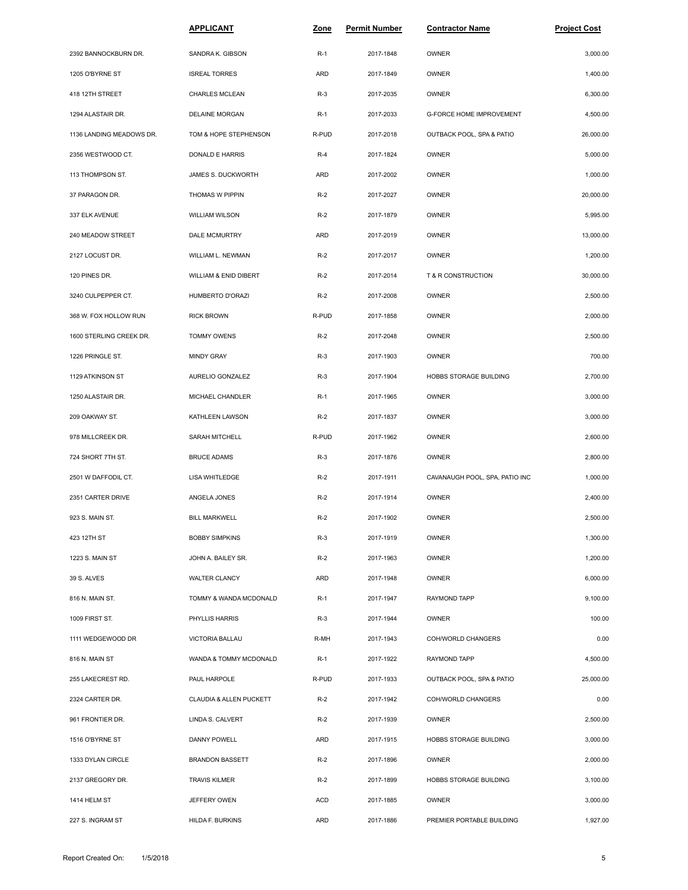| | APPLICANT | Zone | Permit Number | Contractor Name | Project Cost |
|---|---|---|---|---|---|
| 2392 BANNOCKBURN DR. | SANDRA K. GIBSON | R-1 | 2017-1848 | OWNER | 3,000.00 |
| 1205 O'BYRNE ST | ISREAL TORRES | ARD | 2017-1849 | OWNER | 1,400.00 |
| 418 12TH STREET | CHARLES MCLEAN | R-3 | 2017-2035 | OWNER | 6,300.00 |
| 1294 ALASTAIR DR. | DELAINE MORGAN | R-1 | 2017-2033 | G-FORCE HOME IMPROVEMENT | 4,500.00 |
| 1136 LANDING MEADOWS DR. | TOM & HOPE STEPHENSON | R-PUD | 2017-2018 | OUTBACK POOL, SPA & PATIO | 26,000.00 |
| 2356 WESTWOOD CT. | DONALD E HARRIS | R-4 | 2017-1824 | OWNER | 5,000.00 |
| 113 THOMPSON ST. | JAMES S. DUCKWORTH | ARD | 2017-2002 | OWNER | 1,000.00 |
| 37 PARAGON DR. | THOMAS W PIPPIN | R-2 | 2017-2027 | OWNER | 20,000.00 |
| 337 ELK AVENUE | WILLIAM WILSON | R-2 | 2017-1879 | OWNER | 5,995.00 |
| 240 MEADOW STREET | DALE MCMURTRY | ARD | 2017-2019 | OWNER | 13,000.00 |
| 2127 LOCUST DR. | WILLIAM L. NEWMAN | R-2 | 2017-2017 | OWNER | 1,200.00 |
| 120 PINES DR. | WILLIAM & ENID DIBERT | R-2 | 2017-2014 | T & R CONSTRUCTION | 30,000.00 |
| 3240 CULPEPPER CT. | HUMBERTO D'ORAZI | R-2 | 2017-2008 | OWNER | 2,500.00 |
| 368 W. FOX HOLLOW RUN | RICK BROWN | R-PUD | 2017-1858 | OWNER | 2,000.00 |
| 1600 STERLING CREEK DR. | TOMMY OWENS | R-2 | 2017-2048 | OWNER | 2,500.00 |
| 1226 PRINGLE ST. | MINDY GRAY | R-3 | 2017-1903 | OWNER | 700.00 |
| 1129 ATKINSON ST | AURELIO GONZALEZ | R-3 | 2017-1904 | HOBBS STORAGE BUILDING | 2,700.00 |
| 1250 ALASTAIR DR. | MICHAEL CHANDLER | R-1 | 2017-1965 | OWNER | 3,000.00 |
| 209 OAKWAY ST. | KATHLEEN LAWSON | R-2 | 2017-1837 | OWNER | 3,000.00 |
| 978 MILLCREEK DR. | SARAH MITCHELL | R-PUD | 2017-1962 | OWNER | 2,600.00 |
| 724 SHORT 7TH ST. | BRUCE ADAMS | R-3 | 2017-1876 | OWNER | 2,800.00 |
| 2501 W DAFFODIL CT. | LISA WHITLEDGE | R-2 | 2017-1911 | CAVANAUGH POOL, SPA, PATIO INC | 1,000.00 |
| 2351 CARTER DRIVE | ANGELA JONES | R-2 | 2017-1914 | OWNER | 2,400.00 |
| 923 S. MAIN ST. | BILL MARKWELL | R-2 | 2017-1902 | OWNER | 2,500.00 |
| 423 12TH ST | BOBBY SIMPKINS | R-3 | 2017-1919 | OWNER | 1,300.00 |
| 1223 S. MAIN ST | JOHN A. BAILEY SR. | R-2 | 2017-1963 | OWNER | 1,200.00 |
| 39 S. ALVES | WALTER CLANCY | ARD | 2017-1948 | OWNER | 6,000.00 |
| 816 N. MAIN ST. | TOMMY & WANDA MCDONALD | R-1 | 2017-1947 | RAYMOND TAPP | 9,100.00 |
| 1009 FIRST ST. | PHYLLIS HARRIS | R-3 | 2017-1944 | OWNER | 100.00 |
| 1111 WEDGEWOOD DR | VICTORIA BALLAU | R-MH | 2017-1943 | COH/WORLD CHANGERS | 0.00 |
| 816 N. MAIN ST | WANDA & TOMMY MCDONALD | R-1 | 2017-1922 | RAYMOND TAPP | 4,500.00 |
| 255 LAKECREST RD. | PAUL HARPOLE | R-PUD | 2017-1933 | OUTBACK POOL, SPA & PATIO | 25,000.00 |
| 2324 CARTER DR. | CLAUDIA & ALLEN PUCKETT | R-2 | 2017-1942 | COH/WORLD CHANGERS | 0.00 |
| 961 FRONTIER DR. | LINDA S. CALVERT | R-2 | 2017-1939 | OWNER | 2,500.00 |
| 1516 O'BYRNE ST | DANNY POWELL | ARD | 2017-1915 | HOBBS STORAGE BUILDING | 3,000.00 |
| 1333 DYLAN CIRCLE | BRANDON BASSETT | R-2 | 2017-1896 | OWNER | 2,000.00 |
| 2137 GREGORY DR. | TRAVIS KILMER | R-2 | 2017-1899 | HOBBS STORAGE BUILDING | 3,100.00 |
| 1414 HELM ST | JEFFERY OWEN | ACD | 2017-1885 | OWNER | 3,000.00 |
| 227 S. INGRAM ST | HILDA F. BURKINS | ARD | 2017-1886 | PREMIER PORTABLE BUILDING | 1,927.00 |

Report Created On: 1/5/2018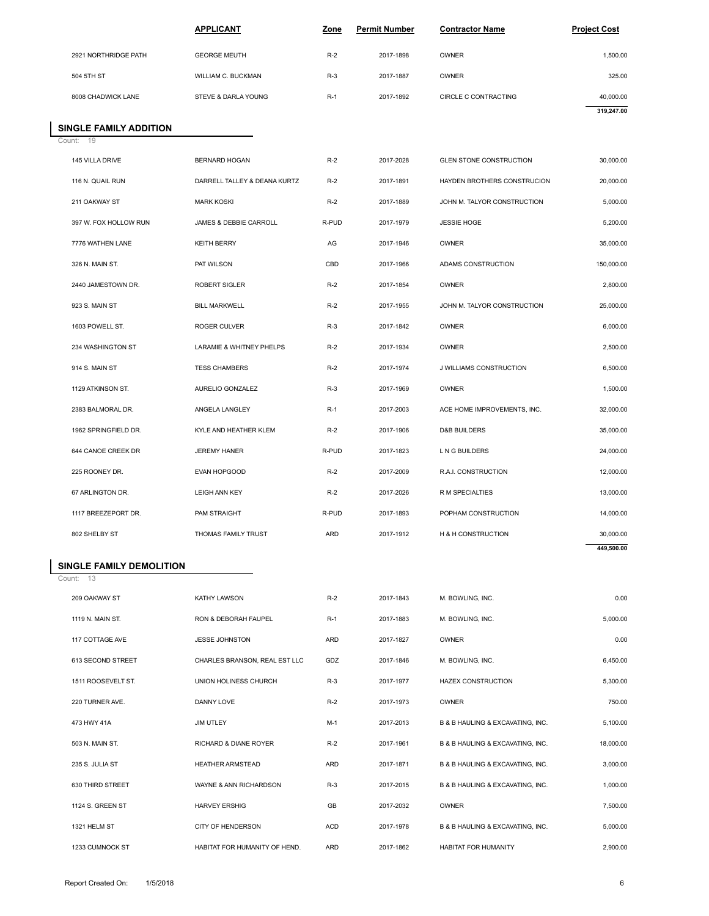| | APPLICANT | Zone | Permit Number | Contractor Name | Project Cost |
|---|---|---|---|---|---|
| 2921 NORTHRIDGE PATH | GEORGE MEUTH | R-2 | 2017-1898 | OWNER | 1,500.00 |
| 504 5TH ST | WILLIAM C. BUCKMAN | R-3 | 2017-1887 | OWNER | 325.00 |
| 8008 CHADWICK LANE | STEVE & DARLA YOUNG | R-1 | 2017-1892 | CIRCLE C CONTRACTING | 40,000.00 |
| | | | | | **319,247.00** |

## SINGLE FAMILY ADDITION

Count: 19

| | APPLICANT | Zone | Permit Number | Contractor Name | Project Cost |
|---|---|---|---|---|---|
| 145 VILLA DRIVE | BERNARD HOGAN | R-2 | 2017-2028 | GLEN STONE CONSTRUCTION | 30,000.00 |
| 116 N. QUAIL RUN | DARRELL TALLEY & DEANA KURTZ | R-2 | 2017-1891 | HAYDEN BROTHERS CONSTRUCION | 20,000.00 |
| 211 OAKWAY ST | MARK KOSKI | R-2 | 2017-1889 | JOHN M. TALYOR CONSTRUCTION | 5,000.00 |
| 397 W. FOX HOLLOW RUN | JAMES & DEBBIE CARROLL | R-PUD | 2017-1979 | JESSIE HOGE | 5,200.00 |
| 7776 WATHEN LANE | KEITH BERRY | AG | 2017-1946 | OWNER | 35,000.00 |
| 326 N. MAIN ST. | PAT WILSON | CBD | 2017-1966 | ADAMS CONSTRUCTION | 150,000.00 |
| 2440 JAMESTOWN DR. | ROBERT SIGLER | R-2 | 2017-1854 | OWNER | 2,800.00 |
| 923 S. MAIN ST | BILL MARKWELL | R-2 | 2017-1955 | JOHN M. TALYOR CONSTRUCTION | 25,000.00 |
| 1603 POWELL ST. | ROGER CULVER | R-3 | 2017-1842 | OWNER | 6,000.00 |
| 234 WASHINGTON ST | LARAMIE & WHITNEY PHELPS | R-2 | 2017-1934 | OWNER | 2,500.00 |
| 914 S. MAIN ST | TESS CHAMBERS | R-2 | 2017-1974 | J WILLIAMS CONSTRUCTION | 6,500.00 |
| 1129 ATKINSON ST. | AURELIO GONZALEZ | R-3 | 2017-1969 | OWNER | 1,500.00 |
| 2383 BALMORAL DR. | ANGELA LANGLEY | R-1 | 2017-2003 | ACE HOME IMPROVEMENTS, INC. | 32,000.00 |
| 1962 SPRINGFIELD DR. | KYLE AND HEATHER KLEM | R-2 | 2017-1906 | D&B BUILDERS | 35,000.00 |
| 644 CANOE CREEK DR | JEREMY HANER | R-PUD | 2017-1823 | L N G BUILDERS | 24,000.00 |
| 225 ROONEY DR. | EVAN HOPGOOD | R-2 | 2017-2009 | R.A.I. CONSTRUCTION | 12,000.00 |
| 67 ARLINGTON DR. | LEIGH ANN KEY | R-2 | 2017-2026 | R M SPECIALTIES | 13,000.00 |
| 1117 BREEZEPORT DR. | PAM STRAIGHT | R-PUD | 2017-1893 | POPHAM CONSTRUCTION | 14,000.00 |
| 802 SHELBY ST | THOMAS FAMILY TRUST | ARD | 2017-1912 | H & H CONSTRUCTION | 30,000.00 |
| | | | | | **449,500.00** |

## SINGLE FAMILY DEMOLITION

Count: 13

| | APPLICANT | Zone | Permit Number | Contractor Name | Project Cost |
|---|---|---|---|---|---|
| 209 OAKWAY ST | KATHY LAWSON | R-2 | 2017-1843 | M. BOWLING, INC. | 0.00 |
| 1119 N. MAIN ST. | RON & DEBORAH FAUPEL | R-1 | 2017-1883 | M. BOWLING, INC. | 5,000.00 |
| 117 COTTAGE AVE | JESSE JOHNSTON | ARD | 2017-1827 | OWNER | 0.00 |
| 613 SECOND STREET | CHARLES BRANSON, REAL EST LLC | GDZ | 2017-1846 | M. BOWLING, INC. | 6,450.00 |
| 1511 ROOSEVELT ST. | UNION HOLINESS CHURCH | R-3 | 2017-1977 | HAZEX CONSTRUCTION | 5,300.00 |
| 220 TURNER AVE. | DANNY LOVE | R-2 | 2017-1973 | OWNER | 750.00 |
| 473 HWY 41A | JIM UTLEY | M-1 | 2017-2013 | B & B HAULING & EXCAVATING, INC. | 5,100.00 |
| 503 N. MAIN ST. | RICHARD & DIANE ROYER | R-2 | 2017-1961 | B & B HAULING & EXCAVATING, INC. | 18,000.00 |
| 235 S. JULIA ST | HEATHER ARMSTEAD | ARD | 2017-1871 | B & B HAULING & EXCAVATING, INC. | 3,000.00 |
| 630 THIRD STREET | WAYNE & ANN RICHARDSON | R-3 | 2017-2015 | B & B HAULING & EXCAVATING, INC. | 1,000.00 |
| 1124 S. GREEN ST | HARVEY ERSHIG | GB | 2017-2032 | OWNER | 7,500.00 |
| 1321 HELM ST | CITY OF HENDERSON | ACD | 2017-1978 | B & B HAULING & EXCAVATING, INC. | 5,000.00 |
| 1233 CUMNOCK ST | HABITAT FOR HUMANITY OF HEND. | ARD | 2017-1862 | HABITAT FOR HUMANITY | 2,900.00 |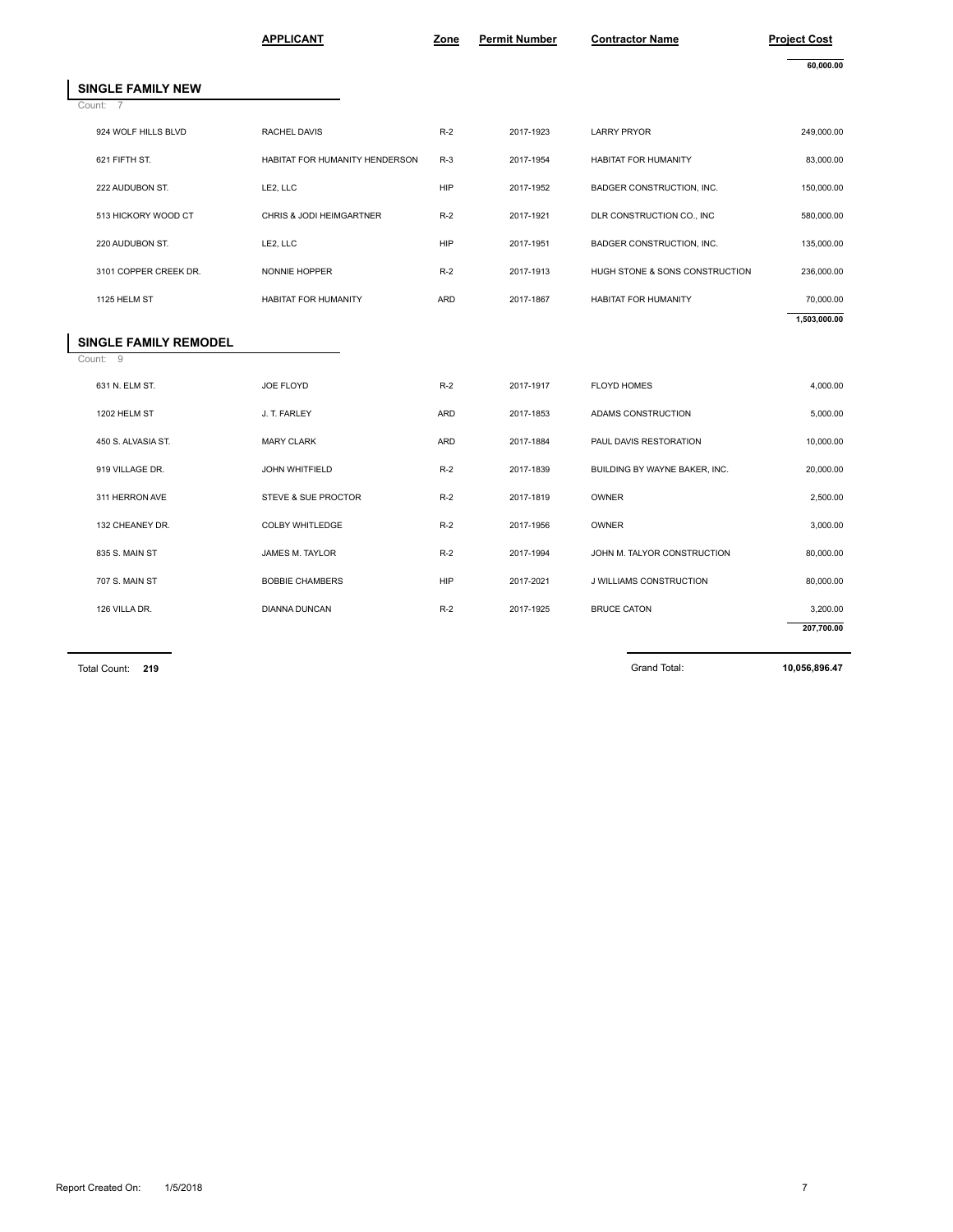| | APPLICANT | Zone | Permit Number | Contractor Name | Project Cost |
|---|---|---|---|---|---|
| | | | | | 60,000.00 |

## SINGLE FAMILY NEW

Count: 7

| | APPLICANT | Zone | Permit Number | Contractor Name | Project Cost |
|---|---|---|---|---|---|
| 924 WOLF HILLS BLVD | RACHEL DAVIS | R-2 | 2017-1923 | LARRY PRYOR | 249,000.00 |
| 621 FIFTH ST. | HABITAT FOR HUMANITY HENDERSON | R-3 | 2017-1954 | HABITAT FOR HUMANITY | 83,000.00 |
| 222 AUDUBON ST. | LE2, LLC | HIP | 2017-1952 | BADGER CONSTRUCTION, INC. | 150,000.00 |
| 513 HICKORY WOOD CT | CHRIS & JODI HEIMGARTNER | R-2 | 2017-1921 | DLR CONSTRUCTION CO., INC | 580,000.00 |
| 220 AUDUBON ST. | LE2, LLC | HIP | 2017-1951 | BADGER CONSTRUCTION, INC. | 135,000.00 |
| 3101 COPPER CREEK DR. | NONNIE HOPPER | R-2 | 2017-1913 | HUGH STONE & SONS CONSTRUCTION | 236,000.00 |
| 1125 HELM ST | HABITAT FOR HUMANITY | ARD | 2017-1867 | HABITAT FOR HUMANITY | 70,000.00 |
| | | | | | **1,503,000.00** |

## SINGLE FAMILY REMODEL

Count: 9

| | APPLICANT | Zone | Permit Number | Contractor Name | Project Cost |
|---|---|---|---|---|---|
| 631 N. ELM ST. | JOE FLOYD | R-2 | 2017-1917 | FLOYD HOMES | 4,000.00 |
| 1202 HELM ST | J. T. FARLEY | ARD | 2017-1853 | ADAMS CONSTRUCTION | 5,000.00 |
| 450 S. ALVASIA ST. | MARY CLARK | ARD | 2017-1884 | PAUL DAVIS RESTORATION | 10,000.00 |
| 919 VILLAGE DR. | JOHN WHITFIELD | R-2 | 2017-1839 | BUILDING BY WAYNE BAKER, INC. | 20,000.00 |
| 311 HERRON AVE | STEVE & SUE PROCTOR | R-2 | 2017-1819 | OWNER | 2,500.00 |
| 132 CHEANEY DR. | COLBY WHITLEDGE | R-2 | 2017-1956 | OWNER | 3,000.00 |
| 835 S. MAIN ST | JAMES M. TAYLOR | R-2 | 2017-1994 | JOHN M. TALYOR CONSTRUCTION | 80,000.00 |
| 707 S. MAIN ST | BOBBIE CHAMBERS | HIP | 2017-2021 | J WILLIAMS CONSTRUCTION | 80,000.00 |
| 126 VILLA DR. | DIANNA DUNCAN | R-2 | 2017-1925 | BRUCE CATON | 3,200.00 |
| | | | | | **207,700.00** |

Total Count: **219**

Grand Total: **10,056,896.47**

Report Created On: 1/5/2018